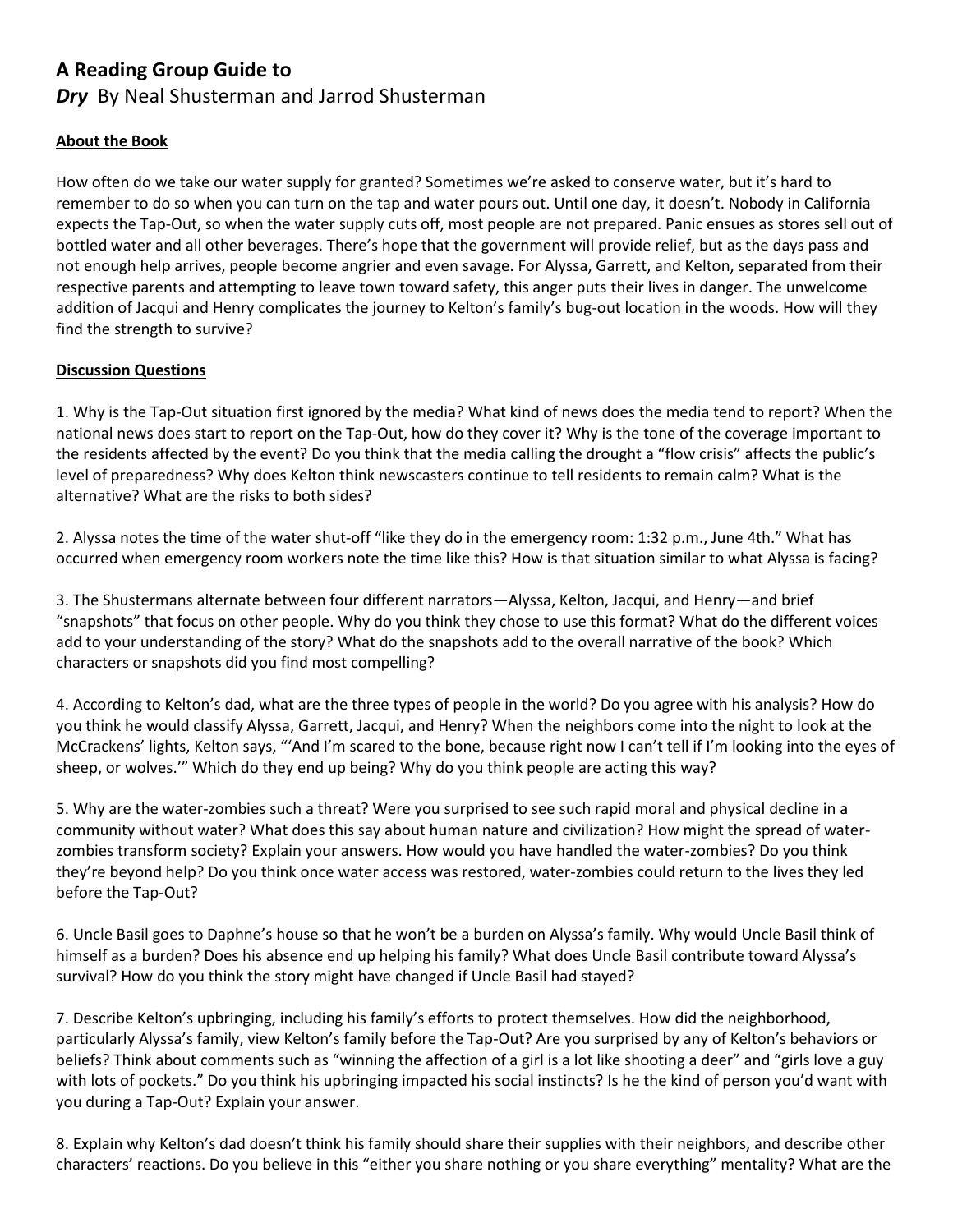**A Reading Group Guide to**

***Dry*** By Neal Shusterman and Jarrod Shusterman

**About the Book**

How often do we take our water supply for granted? Sometimes we're asked to conserve water, but it's hard to remember to do so when you can turn on the tap and water pours out. Until one day, it doesn't. Nobody in California expects the Tap-Out, so when the water supply cuts off, most people are not prepared. Panic ensues as stores sell out of bottled water and all other beverages. There's hope that the government will provide relief, but as the days pass and not enough help arrives, people become angrier and even savage. For Alyssa, Garrett, and Kelton, separated from their respective parents and attempting to leave town toward safety, this anger puts their lives in danger. The unwelcome addition of Jacqui and Henry complicates the journey to Kelton's family's bug-out location in the woods. How will they find the strength to survive?

**Discussion Questions**

1. Why is the Tap-Out situation first ignored by the media? What kind of news does the media tend to report? When the national news does start to report on the Tap-Out, how do they cover it? Why is the tone of the coverage important to the residents affected by the event? Do you think that the media calling the drought a "flow crisis" affects the public's level of preparedness? Why does Kelton think newscasters continue to tell residents to remain calm? What is the alternative? What are the risks to both sides?

2. Alyssa notes the time of the water shut-off "like they do in the emergency room: 1:32 p.m., June 4th." What has occurred when emergency room workers note the time like this? How is that situation similar to what Alyssa is facing?

3. The Shustermans alternate between four different narrators—Alyssa, Kelton, Jacqui, and Henry—and brief "snapshots" that focus on other people. Why do you think they chose to use this format? What do the different voices add to your understanding of the story? What do the snapshots add to the overall narrative of the book? Which characters or snapshots did you find most compelling?

4. According to Kelton's dad, what are the three types of people in the world? Do you agree with his analysis? How do you think he would classify Alyssa, Garrett, Jacqui, and Henry? When the neighbors come into the night to look at the McCrackens' lights, Kelton says, "'And I'm scared to the bone, because right now I can't tell if I'm looking into the eyes of sheep, or wolves.'" Which do they end up being? Why do you think people are acting this way?

5. Why are the water-zombies such a threat? Were you surprised to see such rapid moral and physical decline in a community without water? What does this say about human nature and civilization? How might the spread of water-zombies transform society? Explain your answers. How would you have handled the water-zombies? Do you think they're beyond help? Do you think once water access was restored, water-zombies could return to the lives they led before the Tap-Out?

6. Uncle Basil goes to Daphne's house so that he won't be a burden on Alyssa's family. Why would Uncle Basil think of himself as a burden? Does his absence end up helping his family? What does Uncle Basil contribute toward Alyssa's survival? How do you think the story might have changed if Uncle Basil had stayed?

7. Describe Kelton's upbringing, including his family's efforts to protect themselves. How did the neighborhood, particularly Alyssa's family, view Kelton's family before the Tap-Out? Are you surprised by any of Kelton's behaviors or beliefs? Think about comments such as "winning the affection of a girl is a lot like shooting a deer" and "girls love a guy with lots of pockets." Do you think his upbringing impacted his social instincts? Is he the kind of person you'd want with you during a Tap-Out? Explain your answer.

8. Explain why Kelton's dad doesn't think his family should share their supplies with their neighbors, and describe other characters' reactions. Do you believe in this "either you share nothing or you share everything" mentality? What are the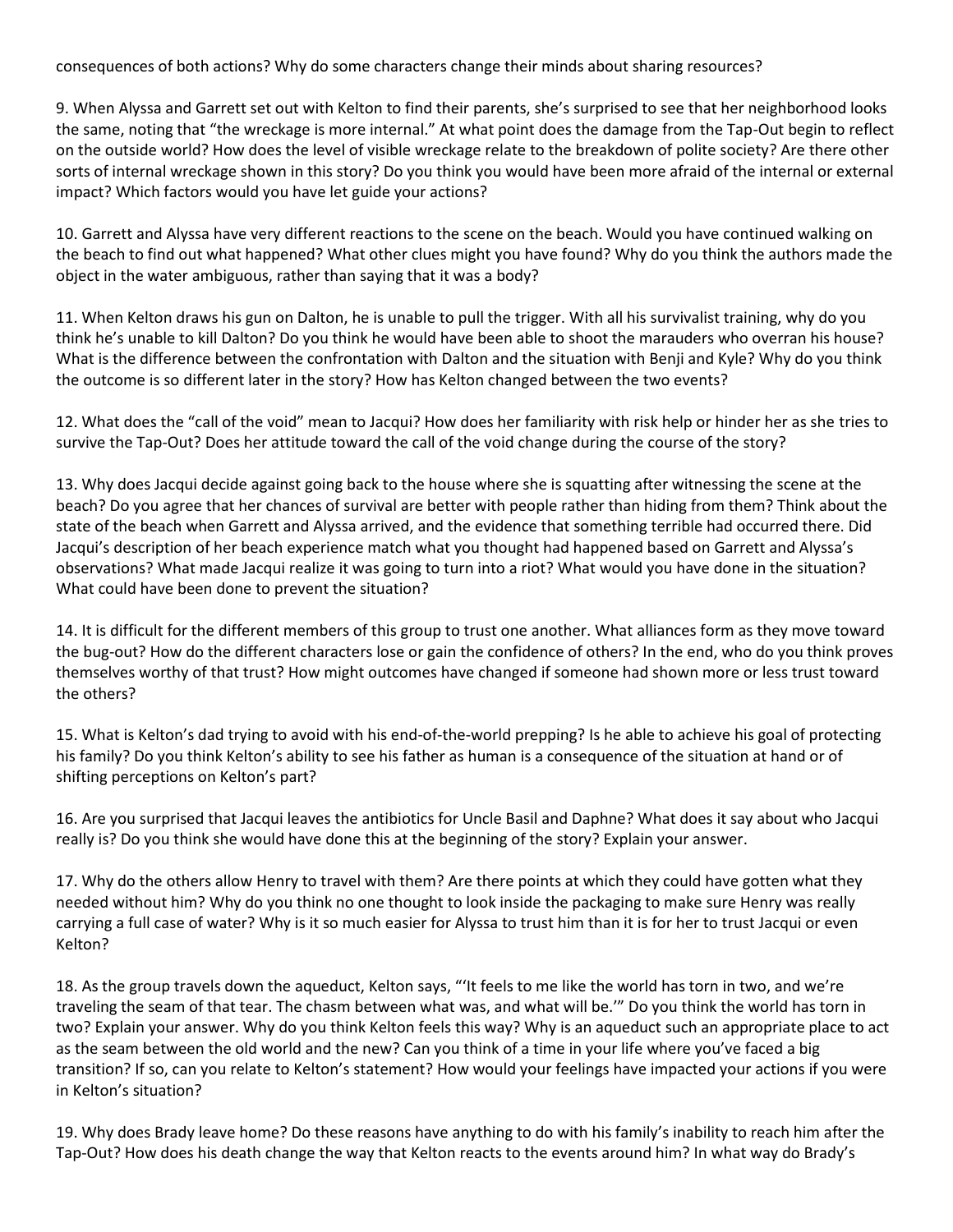consequences of both actions? Why do some characters change their minds about sharing resources?

9. When Alyssa and Garrett set out with Kelton to find their parents, she's surprised to see that her neighborhood looks the same, noting that "the wreckage is more internal." At what point does the damage from the Tap-Out begin to reflect on the outside world? How does the level of visible wreckage relate to the breakdown of polite society? Are there other sorts of internal wreckage shown in this story? Do you think you would have been more afraid of the internal or external impact? Which factors would you have let guide your actions?

10. Garrett and Alyssa have very different reactions to the scene on the beach. Would you have continued walking on the beach to find out what happened? What other clues might you have found? Why do you think the authors made the object in the water ambiguous, rather than saying that it was a body?

11. When Kelton draws his gun on Dalton, he is unable to pull the trigger. With all his survivalist training, why do you think he's unable to kill Dalton? Do you think he would have been able to shoot the marauders who overran his house? What is the difference between the confrontation with Dalton and the situation with Benji and Kyle? Why do you think the outcome is so different later in the story? How has Kelton changed between the two events?

12. What does the "call of the void" mean to Jacqui? How does her familiarity with risk help or hinder her as she tries to survive the Tap-Out? Does her attitude toward the call of the void change during the course of the story?

13. Why does Jacqui decide against going back to the house where she is squatting after witnessing the scene at the beach? Do you agree that her chances of survival are better with people rather than hiding from them? Think about the state of the beach when Garrett and Alyssa arrived, and the evidence that something terrible had occurred there. Did Jacqui's description of her beach experience match what you thought had happened based on Garrett and Alyssa's observations? What made Jacqui realize it was going to turn into a riot? What would you have done in the situation? What could have been done to prevent the situation?

14. It is difficult for the different members of this group to trust one another. What alliances form as they move toward the bug-out? How do the different characters lose or gain the confidence of others? In the end, who do you think proves themselves worthy of that trust? How might outcomes have changed if someone had shown more or less trust toward the others?

15. What is Kelton's dad trying to avoid with his end-of-the-world prepping? Is he able to achieve his goal of protecting his family? Do you think Kelton's ability to see his father as human is a consequence of the situation at hand or of shifting perceptions on Kelton's part?

16. Are you surprised that Jacqui leaves the antibiotics for Uncle Basil and Daphne? What does it say about who Jacqui really is? Do you think she would have done this at the beginning of the story? Explain your answer.

17. Why do the others allow Henry to travel with them? Are there points at which they could have gotten what they needed without him? Why do you think no one thought to look inside the packaging to make sure Henry was really carrying a full case of water? Why is it so much easier for Alyssa to trust him than it is for her to trust Jacqui or even Kelton?

18. As the group travels down the aqueduct, Kelton says, "'It feels to me like the world has torn in two, and we're traveling the seam of that tear. The chasm between what was, and what will be.'" Do you think the world has torn in two? Explain your answer. Why do you think Kelton feels this way? Why is an aqueduct such an appropriate place to act as the seam between the old world and the new? Can you think of a time in your life where you've faced a big transition? If so, can you relate to Kelton's statement? How would your feelings have impacted your actions if you were in Kelton's situation?

19. Why does Brady leave home? Do these reasons have anything to do with his family's inability to reach him after the Tap-Out? How does his death change the way that Kelton reacts to the events around him? In what way do Brady's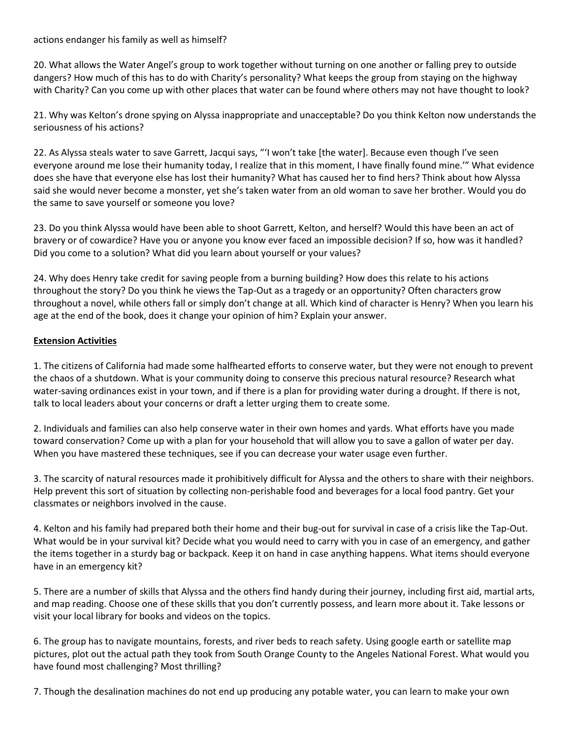actions endanger his family as well as himself?

20. What allows the Water Angel's group to work together without turning on one another or falling prey to outside dangers? How much of this has to do with Charity's personality? What keeps the group from staying on the highway with Charity? Can you come up with other places that water can be found where others may not have thought to look?

21. Why was Kelton's drone spying on Alyssa inappropriate and unacceptable? Do you think Kelton now understands the seriousness of his actions?

22. As Alyssa steals water to save Garrett, Jacqui says, "'I won't take [the water]. Because even though I've seen everyone around me lose their humanity today, I realize that in this moment, I have finally found mine.'" What evidence does she have that everyone else has lost their humanity? What has caused her to find hers? Think about how Alyssa said she would never become a monster, yet she's taken water from an old woman to save her brother. Would you do the same to save yourself or someone you love?

23. Do you think Alyssa would have been able to shoot Garrett, Kelton, and herself? Would this have been an act of bravery or of cowardice? Have you or anyone you know ever faced an impossible decision? If so, how was it handled? Did you come to a solution? What did you learn about yourself or your values?

24. Why does Henry take credit for saving people from a burning building? How does this relate to his actions throughout the story? Do you think he views the Tap-Out as a tragedy or an opportunity? Often characters grow throughout a novel, while others fall or simply don't change at all. Which kind of character is Henry? When you learn his age at the end of the book, does it change your opinion of him? Explain your answer.

## Extension Activities

1. The citizens of California had made some halfhearted efforts to conserve water, but they were not enough to prevent the chaos of a shutdown. What is your community doing to conserve this precious natural resource? Research what water-saving ordinances exist in your town, and if there is a plan for providing water during a drought. If there is not, talk to local leaders about your concerns or draft a letter urging them to create some.

2. Individuals and families can also help conserve water in their own homes and yards. What efforts have you made toward conservation? Come up with a plan for your household that will allow you to save a gallon of water per day. When you have mastered these techniques, see if you can decrease your water usage even further.

3. The scarcity of natural resources made it prohibitively difficult for Alyssa and the others to share with their neighbors. Help prevent this sort of situation by collecting non-perishable food and beverages for a local food pantry. Get your classmates or neighbors involved in the cause.

4. Kelton and his family had prepared both their home and their bug-out for survival in case of a crisis like the Tap-Out. What would be in your survival kit? Decide what you would need to carry with you in case of an emergency, and gather the items together in a sturdy bag or backpack. Keep it on hand in case anything happens. What items should everyone have in an emergency kit?

5. There are a number of skills that Alyssa and the others find handy during their journey, including first aid, martial arts, and map reading. Choose one of these skills that you don't currently possess, and learn more about it. Take lessons or visit your local library for books and videos on the topics.

6. The group has to navigate mountains, forests, and river beds to reach safety. Using google earth or satellite map pictures, plot out the actual path they took from South Orange County to the Angeles National Forest. What would you have found most challenging? Most thrilling?

7. Though the desalination machines do not end up producing any potable water, you can learn to make your own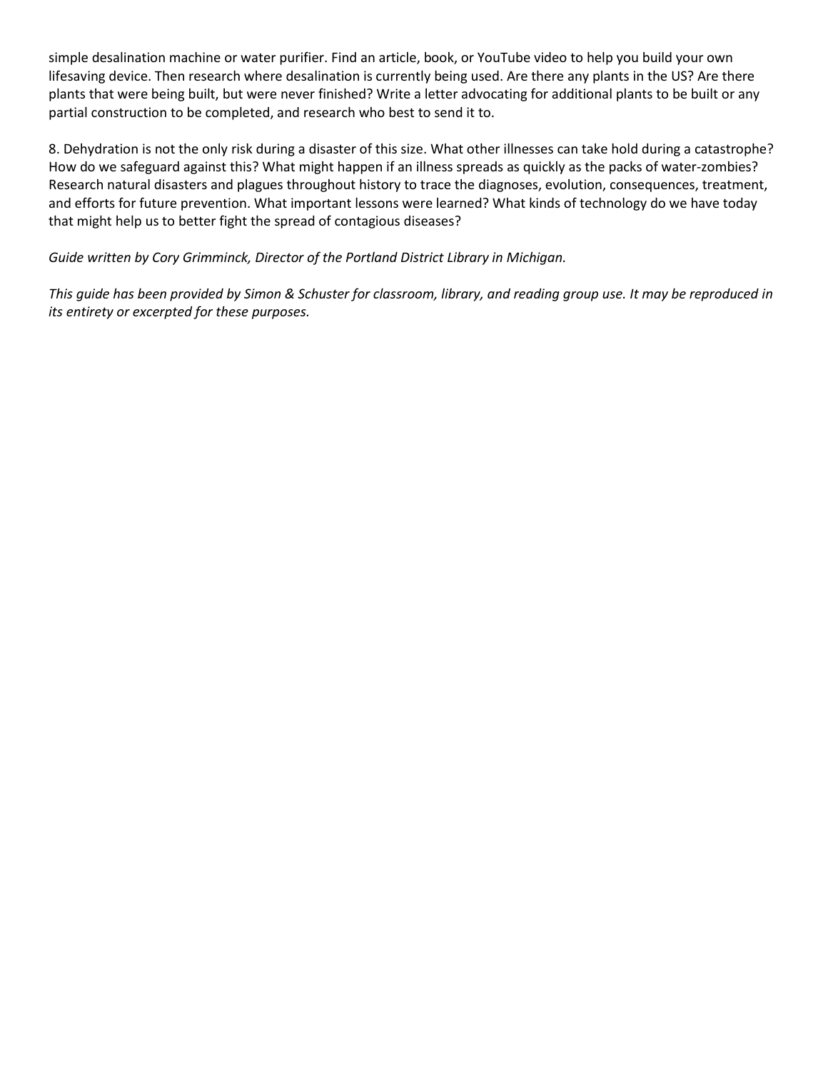simple desalination machine or water purifier. Find an article, book, or YouTube video to help you build your own lifesaving device. Then research where desalination is currently being used. Are there any plants in the US? Are there plants that were being built, but were never finished? Write a letter advocating for additional plants to be built or any partial construction to be completed, and research who best to send it to.

8. Dehydration is not the only risk during a disaster of this size. What other illnesses can take hold during a catastrophe? How do we safeguard against this? What might happen if an illness spreads as quickly as the packs of water-zombies? Research natural disasters and plagues throughout history to trace the diagnoses, evolution, consequences, treatment, and efforts for future prevention. What important lessons were learned? What kinds of technology do we have today that might help us to better fight the spread of contagious diseases?

*Guide written by Cory Grimminck, Director of the Portland District Library in Michigan.*

*This guide has been provided by Simon & Schuster for classroom, library, and reading group use. It may be reproduced in its entirety or excerpted for these purposes.*